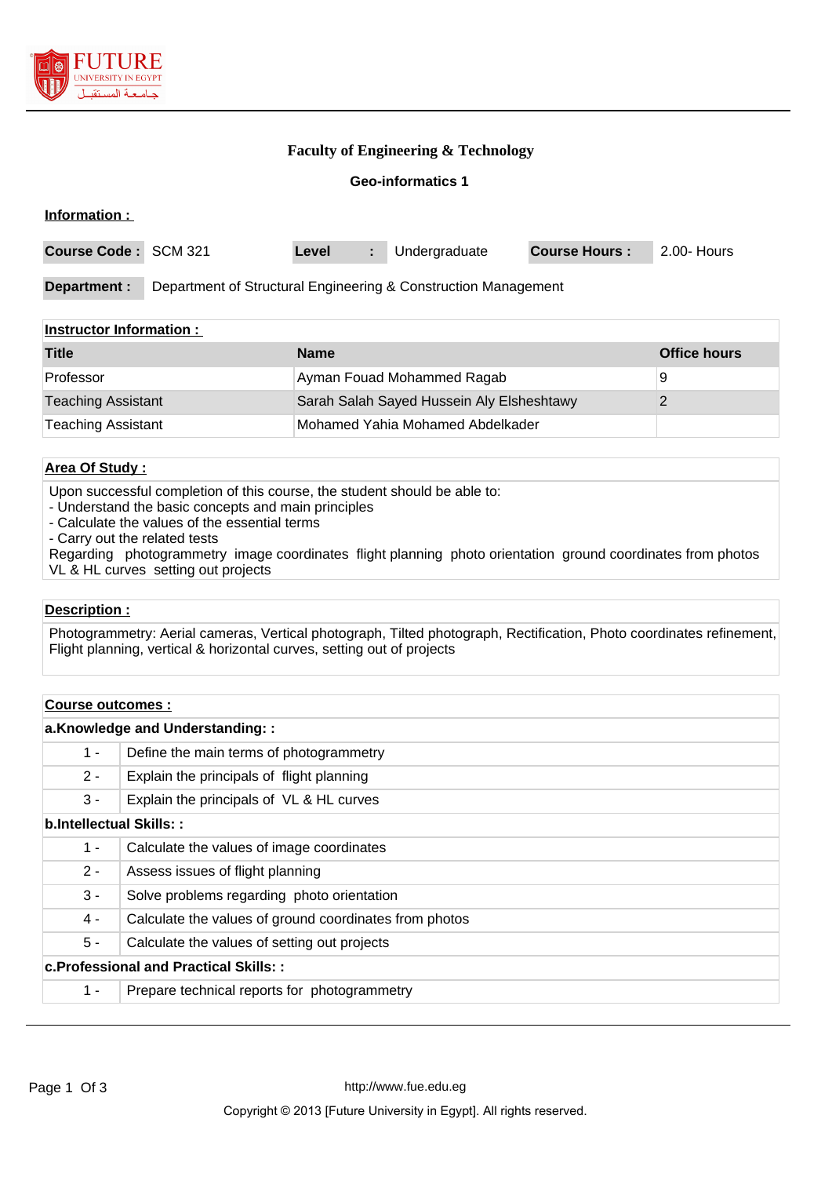# Faculty of Engineering & Technology

## Geo-informatics 1

**Information :**

| Course Code : | SCM 321 | Level | : | Undergraduate | Course Hours : | 2.00- Hours |
|---|---|---|---|---|---|---|

**Department :** Department of Structural Engineering & Construction Management

**Instructor Information :**

| Title | Name | Office hours |
|---|---|---|
| Professor | Ayman Fouad Mohammed Ragab | 9 |
| Teaching Assistant | Sarah Salah Sayed Hussein Aly Elsheshtawy | 2 |
| Teaching Assistant | Mohamed Yahia Mohamed Abdelkader | |

**Area Of Study :**

Upon successful completion of this course, the student should be able to:
- Understand the basic concepts and main principles
- Calculate the values of the essential terms
- Carry out the related tests

Regarding photogrammetry image coordinates flight planning photo orientation ground coordinates from photos VL & HL curves setting out projects

**Description :**

Photogrammetry: Aerial cameras, Vertical photograph, Tilted photograph, Rectification, Photo coordinates refinement, Flight planning, vertical & horizontal curves, setting out of projects

**Course outcomes :**

**a.Knowledge and Understanding: :**

| | |
|---|---|
| 1 - | Define the main terms of photogrammetry |
| 2 - | Explain the principals of flight planning |
| 3 - | Explain the principals of VL & HL curves |

**b.Intellectual Skills: :**

| | |
|---|---|
| 1 - | Calculate the values of image coordinates |
| 2 - | Assess issues of flight planning |
| 3 - | Solve problems regarding photo orientation |
| 4 - | Calculate the values of ground coordinates from photos |
| 5 - | Calculate the values of setting out projects |

**c.Professional and Practical Skills: :**

| | |
|---|---|
| 1 - | Prepare technical reports for photogrammetry |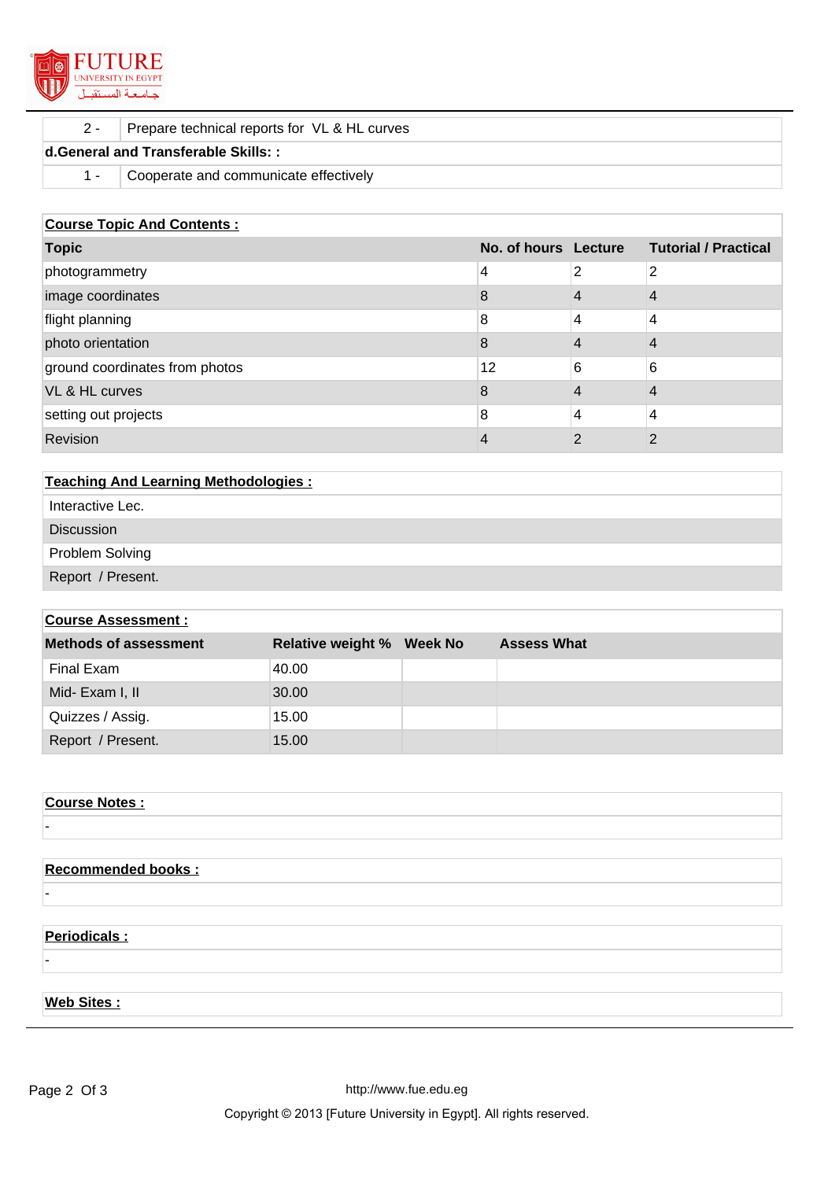| | |
|---|---|
| 2 - | Prepare technical reports for VL & HL curves |
| **d.General and Transferable Skills: :** | |
| 1 - | Cooperate and communicate effectively |

**Course Topic And Contents :**

| Topic | No. of hours | Lecture | Tutorial / Practical |
|---|---|---|---|
| photogrammetry | 4 | 2 | 2 |
| image coordinates | 8 | 4 | 4 |
| flight planning | 8 | 4 | 4 |
| photo orientation | 8 | 4 | 4 |
| ground coordinates from photos | 12 | 6 | 6 |
| VL & HL curves | 8 | 4 | 4 |
| setting out projects | 8 | 4 | 4 |
| Revision | 4 | 2 | 2 |

**Teaching And Learning Methodologies :**

- Interactive Lec.
- Discussion
- Problem Solving
- Report / Present.

**Course Assessment :**

| Methods of assessment | Relative weight % | Week No | Assess What |
|---|---|---|---|
| Final Exam | 40.00 | | |
| Mid- Exam I, II | 30.00 | | |
| Quizzes / Assig. | 15.00 | | |
| Report / Present. | 15.00 | | |

**Course Notes :**

-

**Recommended books :**

-

**Periodicals :**

-

**Web Sites :**